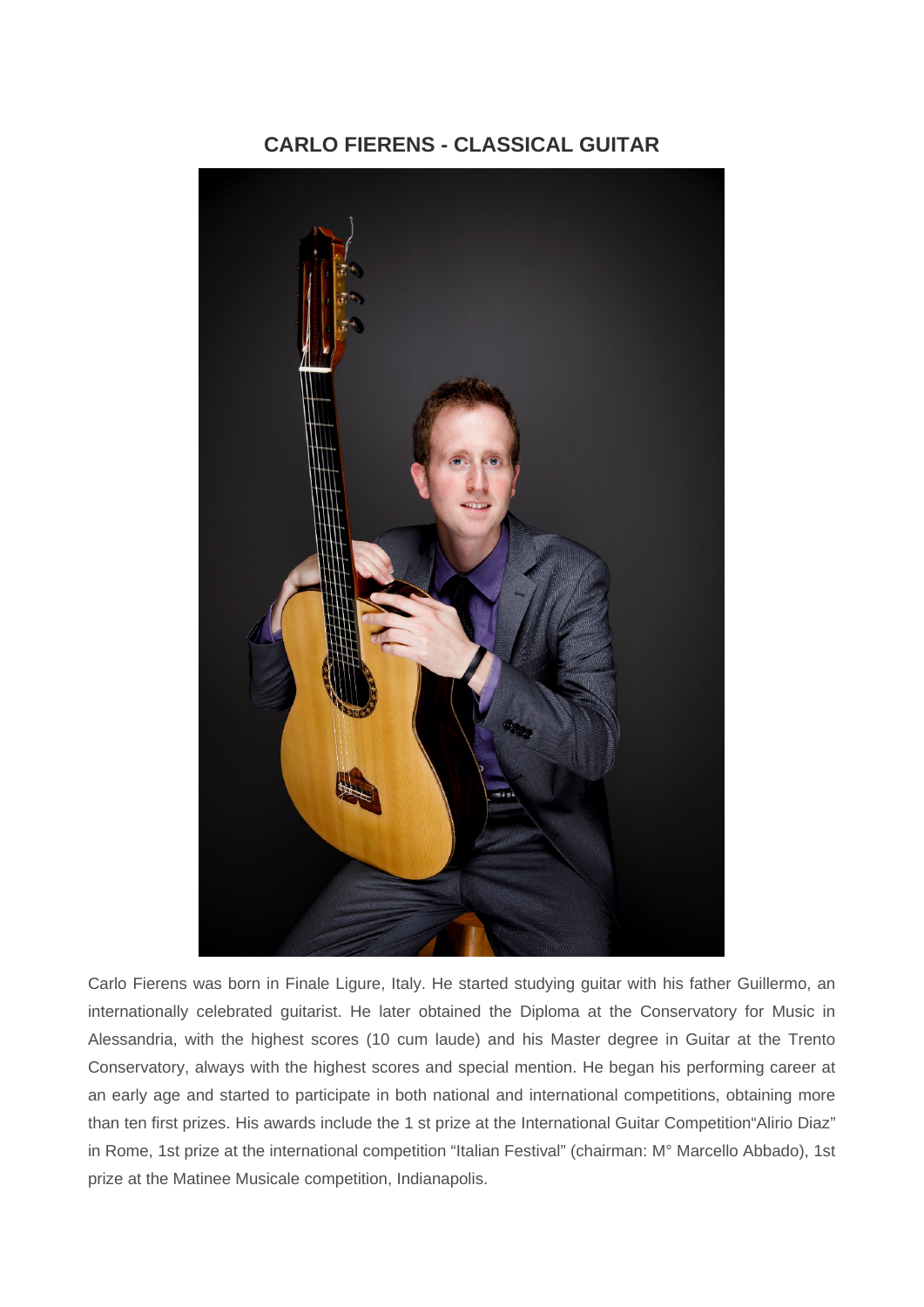# CARLO FIERENS - CLASSICAL GUITAR

Carlo Fierens was born in Finale Ligure, Italy. He started studying guitar with his father Guillermo, an internationally celebrated guitarist. He later obtained the Diploma at the Conservatory for Music in Alessandria, with the highest scores (10 cum laude) and his Master degree in Guitar at the Trento Conservatory, always with the highest scores and special mention. He began his performing career at an early age and started to participate in both national and international competitions, obtaining more than ten first prizes. His awards include the 1 st prize at the International Guitar Competition"Alirio Diaz" in Rome, 1st prize at the international competition "Italian Festival" (chairman: M° Marcello Abbado), 1st prize at the Matinee Musicale competition, Indianapolis.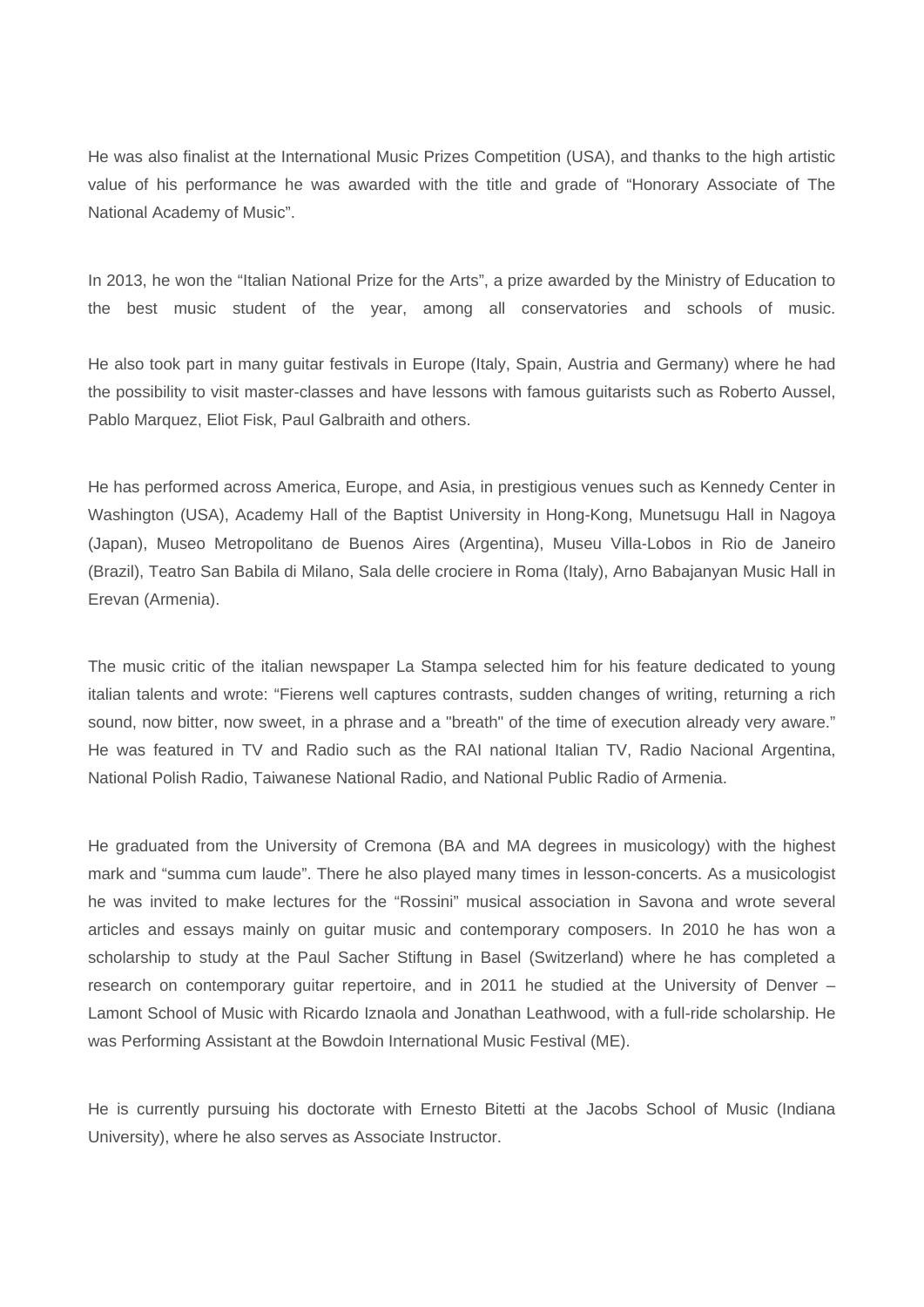He was also finalist at the International Music Prizes Competition (USA), and thanks to the high artistic value of his performance he was awarded with the title and grade of "Honorary Associate of The National Academy of Music".

In 2013, he won the "Italian National Prize for the Arts", a prize awarded by the Ministry of Education to the best music student of the year, among all conservatories and schools of music.

He also took part in many guitar festivals in Europe (Italy, Spain, Austria and Germany) where he had the possibility to visit master-classes and have lessons with famous guitarists such as Roberto Aussel, Pablo Marquez, Eliot Fisk, Paul Galbraith and others.

He has performed across America, Europe, and Asia, in prestigious venues such as Kennedy Center in Washington (USA), Academy Hall of the Baptist University in Hong-Kong, Munetsugu Hall in Nagoya (Japan), Museo Metropolitano de Buenos Aires (Argentina), Museu Villa-Lobos in Rio de Janeiro (Brazil), Teatro San Babila di Milano, Sala delle crociere in Roma (Italy), Arno Babajanyan Music Hall in Erevan (Armenia).

The music critic of the italian newspaper La Stampa selected him for his feature dedicated to young italian talents and wrote: "Fierens well captures contrasts, sudden changes of writing, returning a rich sound, now bitter, now sweet, in a phrase and a "breath" of the time of execution already very aware." He was featured in TV and Radio such as the RAI national Italian TV, Radio Nacional Argentina, National Polish Radio, Taiwanese National Radio, and National Public Radio of Armenia.

He graduated from the University of Cremona (BA and MA degrees in musicology) with the highest mark and "summa cum laude". There he also played many times in lesson-concerts. As a musicologist he was invited to make lectures for the "Rossini" musical association in Savona and wrote several articles and essays mainly on guitar music and contemporary composers. In 2010 he has won a scholarship to study at the Paul Sacher Stiftung in Basel (Switzerland) where he has completed a research on contemporary guitar repertoire, and in 2011 he studied at the University of Denver – Lamont School of Music with Ricardo Iznaola and Jonathan Leathwood, with a full-ride scholarship. He was Performing Assistant at the Bowdoin International Music Festival (ME).

He is currently pursuing his doctorate with Ernesto Bitetti at the Jacobs School of Music (Indiana University), where he also serves as Associate Instructor.